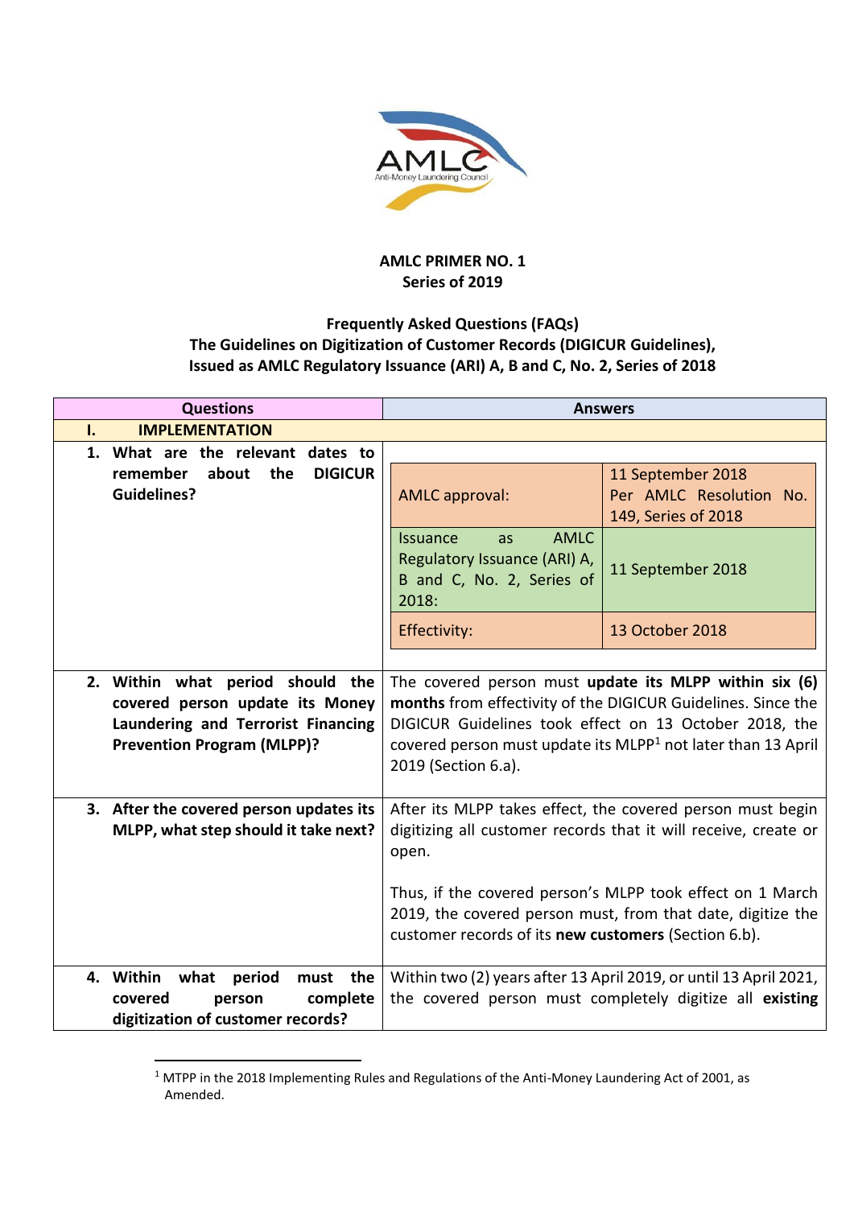**AMLC PRIMER NO. 1**
**Series of 2019**

**Frequently Asked Questions (FAQs)**
**The Guidelines on Digitization of Customer Records (DIGICUR Guidelines), Issued as AMLC Regulatory Issuance (ARI) A, B and C, No. 2, Series of 2018**

| Questions | Answers |
|---|---|
| **I. IMPLEMENTATION** | |
| **1. What are the relevant dates to remember about the DIGICUR Guidelines?** | AMLC approval: 11 September 2018 Per AMLC Resolution No. 149, Series of 2018<br><br>Issuance as AMLC Regulatory Issuance (ARI) A, B and C, No. 2, Series of 2018: 11 September 2018<br><br>Effectivity: 13 October 2018 |
| **2. Within what period should the covered person update its Money Laundering and Terrorist Financing Prevention Program (MLPP)?** | The covered person must **update its MLPP within six (6) months** from effectivity of the DIGICUR Guidelines. Since the DIGICUR Guidelines took effect on 13 October 2018, the covered person must update its MLPP[1] not later than 13 April 2019 (Section 6.a). |
| **3. After the covered person updates its MLPP, what step should it take next?** | After its MLPP takes effect, the covered person must begin digitizing all customer records that it will receive, create or open.<br><br>Thus, if the covered person's MLPP took effect on 1 March 2019, the covered person must, from that date, digitize the customer records of its **new customers** (Section 6.b). |
| **4. Within what period must the covered person complete digitization of customer records?** | Within two (2) years after 13 April 2019, or until 13 April 2021, the covered person must completely digitize all **existing** |

[1] MTPP in the 2018 Implementing Rules and Regulations of the Anti-Money Laundering Act of 2001, as Amended.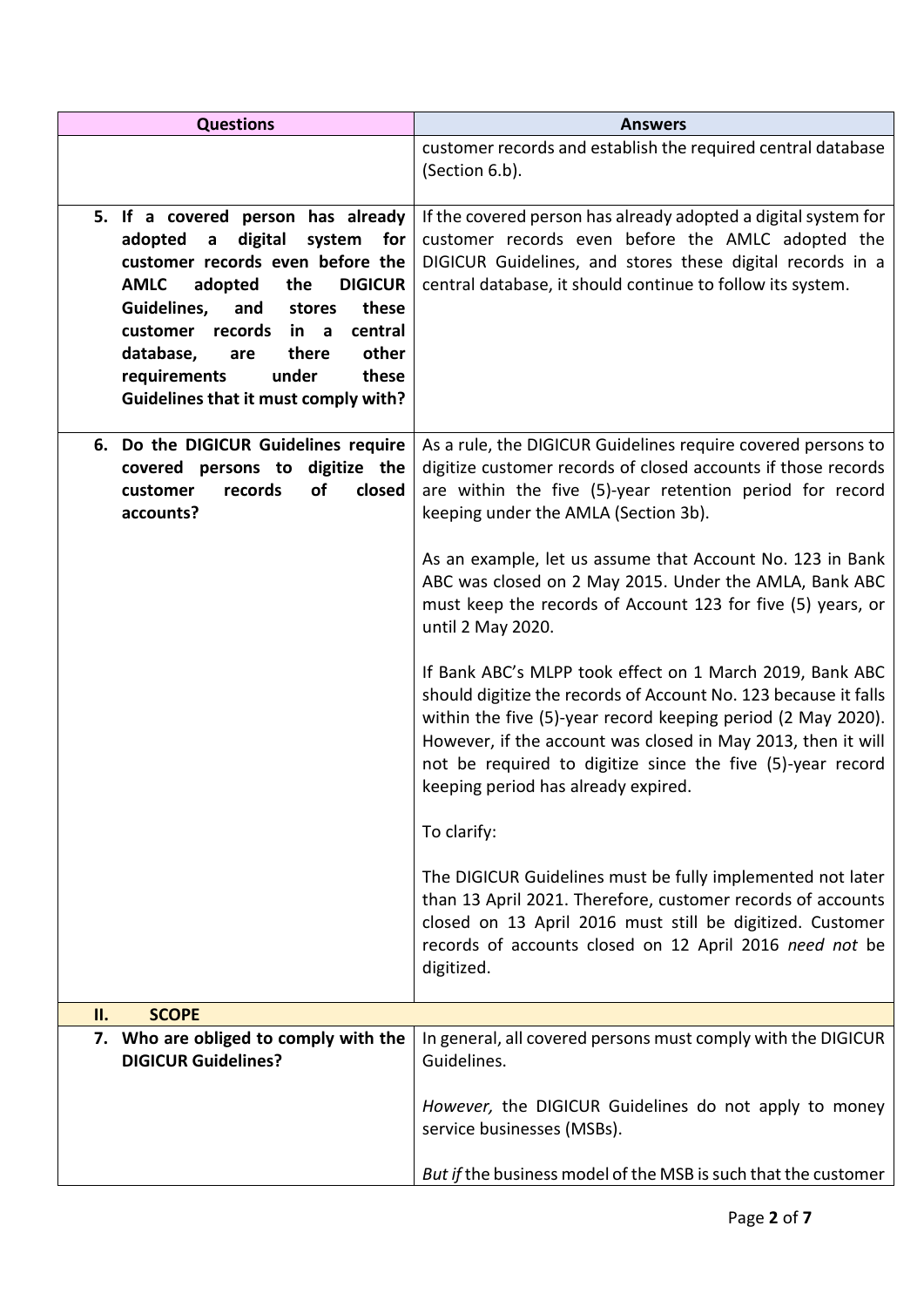| Questions | Answers |
|---|---|
| | customer records and establish the required central database (Section 6.b). |
| **5. If a covered person has already adopted a digital system for customer records even before the AMLC adopted the DIGICUR Guidelines, and stores these customer records in a central database, are there other requirements under these Guidelines that it must comply with?** | If the covered person has already adopted a digital system for customer records even before the AMLC adopted the DIGICUR Guidelines, and stores these digital records in a central database, it should continue to follow its system. |
| **6. Do the DIGICUR Guidelines require covered persons to digitize the customer records of closed accounts?** | As a rule, the DIGICUR Guidelines require covered persons to digitize customer records of closed accounts if those records are within the five (5)-year retention period for record keeping under the AMLA (Section 3b).<br><br>As an example, let us assume that Account No. 123 in Bank ABC was closed on 2 May 2015. Under the AMLA, Bank ABC must keep the records of Account 123 for five (5) years, or until 2 May 2020.<br><br>If Bank ABC's MLPP took effect on 1 March 2019, Bank ABC should digitize the records of Account No. 123 because it falls within the five (5)-year record keeping period (2 May 2020). However, if the account was closed in May 2013, then it will not be required to digitize since the five (5)-year record keeping period has already expired.<br><br>To clarify:<br><br>The DIGICUR Guidelines must be fully implemented not later than 13 April 2021. Therefore, customer records of accounts closed on 13 April 2016 must still be digitized. Customer records of accounts closed on 12 April 2016 *need not* be digitized. |
| **II. SCOPE** | |
| **7. Who are obliged to comply with the DIGICUR Guidelines?** | In general, all covered persons must comply with the DIGICUR Guidelines.<br><br>*However,* the DIGICUR Guidelines do not apply to money service businesses (MSBs).<br><br>*But if* the business model of the MSB is such that the customer |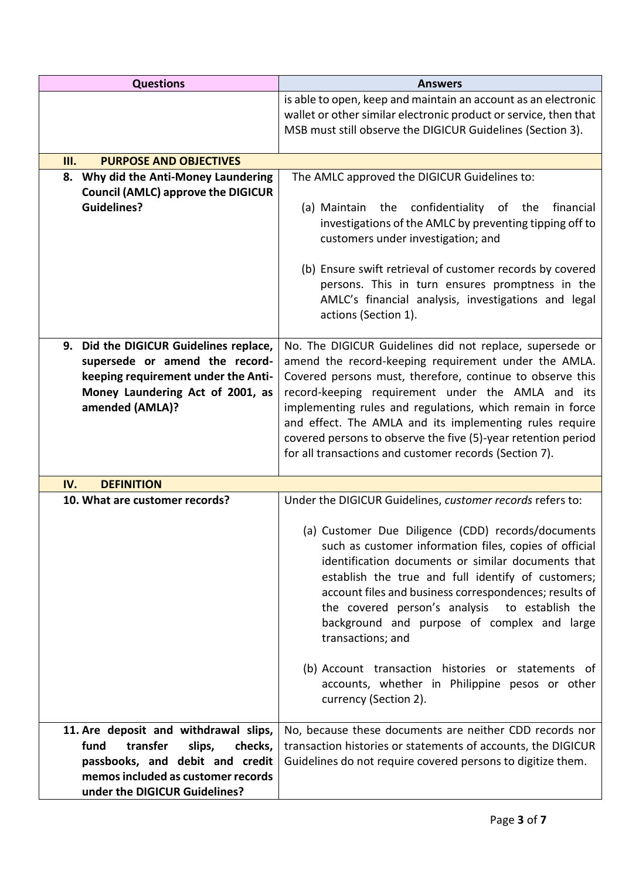| Questions | Answers |
|---|---|
| | is able to open, keep and maintain an account as an electronic wallet or other similar electronic product or service, then that MSB must still observe the DIGICUR Guidelines (Section 3). |
| **III. PURPOSE AND OBJECTIVES** | |
| **8. Why did the Anti-Money Laundering Council (AMLC) approve the DIGICUR Guidelines?** | The AMLC approved the DIGICUR Guidelines to:<br><br>(a) Maintain the confidentiality of the financial investigations of the AMLC by preventing tipping off to customers under investigation; and<br><br>(b) Ensure swift retrieval of customer records by covered persons. This in turn ensures promptness in the AMLC's financial analysis, investigations and legal actions (Section 1). |
| **9. Did the DIGICUR Guidelines replace, supersede or amend the record-keeping requirement under the Anti-Money Laundering Act of 2001, as amended (AMLA)?** | No. The DIGICUR Guidelines did not replace, supersede or amend the record-keeping requirement under the AMLA. Covered persons must, therefore, continue to observe this record-keeping requirement under the AMLA and its implementing rules and regulations, which remain in force and effect. The AMLA and its implementing rules require covered persons to observe the five (5)-year retention period for all transactions and customer records (Section 7). |
| **IV. DEFINITION** | |
| **10. What are customer records?** | Under the DIGICUR Guidelines, *customer records* refers to:<br><br>(a) Customer Due Diligence (CDD) records/documents such as customer information files, copies of official identification documents or similar documents that establish the true and full identify of customers; account files and business correspondences; results of the covered person's analysis to establish the background and purpose of complex and large transactions; and<br><br>(b) Account transaction histories or statements of accounts, whether in Philippine pesos or other currency (Section 2). |
| **11. Are deposit and withdrawal slips, fund transfer slips, checks, passbooks, and debit and credit memos included as customer records under the DIGICUR Guidelines?** | No, because these documents are neither CDD records nor transaction histories or statements of accounts, the DIGICUR Guidelines do not require covered persons to digitize them. |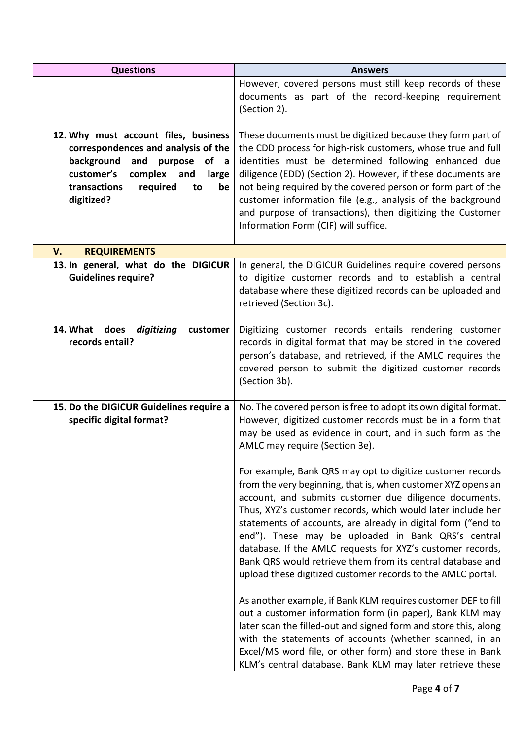| Questions | Answers |
| --- | --- |
| | However, covered persons must still keep records of these documents as part of the record-keeping requirement (Section 2). |
| **12. Why must account files, business correspondences and analysis of the background and purpose of a customer's complex and large transactions required to be digitized?** | These documents must be digitized because they form part of the CDD process for high-risk customers, whose true and full identities must be determined following enhanced due diligence (EDD) (Section 2). However, if these documents are not being required by the covered person or form part of the customer information file (e.g., analysis of the background and purpose of transactions), then digitizing the Customer Information Form (CIF) will suffice. |
| **V. REQUIREMENTS** | |
| **13. In general, what do the DIGICUR Guidelines require?** | In general, the DIGICUR Guidelines require covered persons to digitize customer records and to establish a central database where these digitized records can be uploaded and retrieved (Section 3c). |
| **14. What does *digitizing* customer records entail?** | Digitizing customer records entails rendering customer records in digital format that may be stored in the covered person's database, and retrieved, if the AMLC requires the covered person to submit the digitized customer records (Section 3b). |
| **15. Do the DIGICUR Guidelines require a specific digital format?** | No. The covered person is free to adopt its own digital format. However, digitized customer records must be in a form that may be used as evidence in court, and in such form as the AMLC may require (Section 3e).<br><br>For example, Bank QRS may opt to digitize customer records from the very beginning, that is, when customer XYZ opens an account, and submits customer due diligence documents. Thus, XYZ's customer records, which would later include her statements of accounts, are already in digital form ("end to end"). These may be uploaded in Bank QRS's central database. If the AMLC requests for XYZ's customer records, Bank QRS would retrieve them from its central database and upload these digitized customer records to the AMLC portal.<br><br>As another example, if Bank KLM requires customer DEF to fill out a customer information form (in paper), Bank KLM may later scan the filled-out and signed form and store this, along with the statements of accounts (whether scanned, in an Excel/MS word file, or other form) and store these in Bank KLM's central database. Bank KLM may later retrieve these |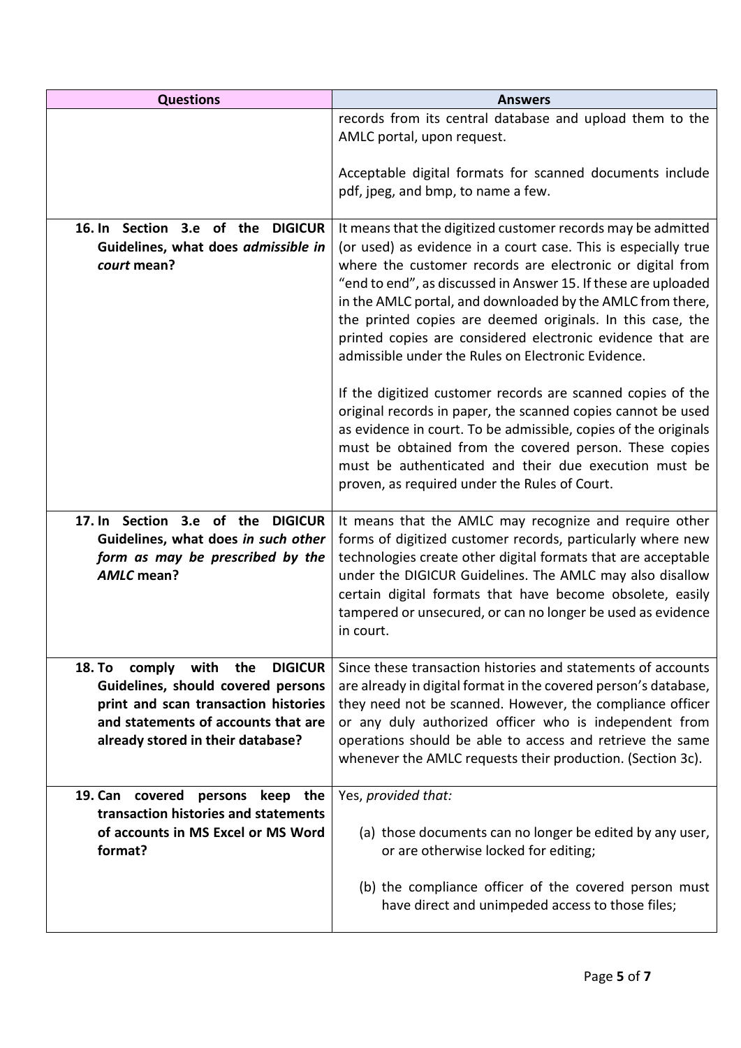| Questions | Answers |
|---|---|
| | records from its central database and upload them to the AMLC portal, upon request.<br><br>Acceptable digital formats for scanned documents include pdf, jpeg, and bmp, to name a few. |
| **16. In Section 3.e of the DIGICUR Guidelines, what does *admissible in court* mean?** | It means that the digitized customer records may be admitted (or used) as evidence in a court case. This is especially true where the customer records are electronic or digital from "end to end", as discussed in Answer 15. If these are uploaded in the AMLC portal, and downloaded by the AMLC from there, the printed copies are deemed originals. In this case, the printed copies are considered electronic evidence that are admissible under the Rules on Electronic Evidence.<br><br>If the digitized customer records are scanned copies of the original records in paper, the scanned copies cannot be used as evidence in court. To be admissible, copies of the originals must be obtained from the covered person. These copies must be authenticated and their due execution must be proven, as required under the Rules of Court. |
| **17. In Section 3.e of the DIGICUR Guidelines, what does *in such other form as may be prescribed by the AMLC* mean?** | It means that the AMLC may recognize and require other forms of digitized customer records, particularly where new technologies create other digital formats that are acceptable under the DIGICUR Guidelines. The AMLC may also disallow certain digital formats that have become obsolete, easily tampered or unsecured, or can no longer be used as evidence in court. |
| **18. To comply with the DIGICUR Guidelines, should covered persons print and scan transaction histories and statements of accounts that are already stored in their database?** | Since these transaction histories and statements of accounts are already in digital format in the covered person's database, they need not be scanned. However, the compliance officer or any duly authorized officer who is independent from operations should be able to access and retrieve the same whenever the AMLC requests their production. (Section 3c). |
| **19. Can covered persons keep the transaction histories and statements of accounts in MS Excel or MS Word format?** | Yes, *provided that:*<br><br>(a) those documents can no longer be edited by any user, or are otherwise locked for editing;<br><br>(b) the compliance officer of the covered person must have direct and unimpeded access to those files; |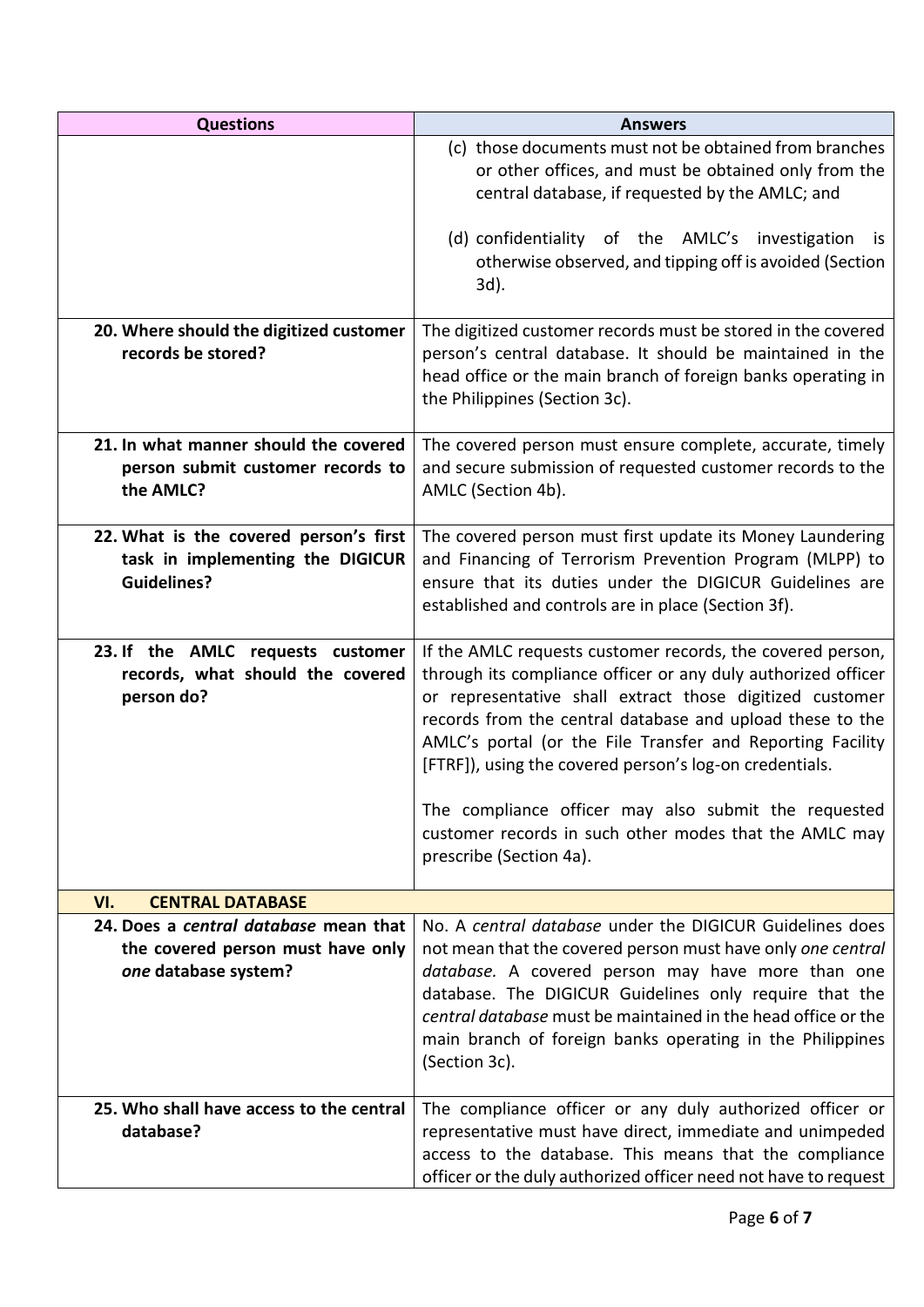| Questions | Answers |
|---|---|
| | (c) those documents must not be obtained from branches or other offices, and must be obtained only from the central database, if requested by the AMLC; and<br><br>(d) confidentiality of the AMLC's investigation is otherwise observed, and tipping off is avoided (Section 3d). |
| **20. Where should the digitized customer records be stored?** | The digitized customer records must be stored in the covered person's central database. It should be maintained in the head office or the main branch of foreign banks operating in the Philippines (Section 3c). |
| **21. In what manner should the covered person submit customer records to the AMLC?** | The covered person must ensure complete, accurate, timely and secure submission of requested customer records to the AMLC (Section 4b). |
| **22. What is the covered person's first task in implementing the DIGICUR Guidelines?** | The covered person must first update its Money Laundering and Financing of Terrorism Prevention Program (MLPP) to ensure that its duties under the DIGICUR Guidelines are established and controls are in place (Section 3f). |
| **23. If the AMLC requests customer records, what should the covered person do?** | If the AMLC requests customer records, the covered person, through its compliance officer or any duly authorized officer or representative shall extract those digitized customer records from the central database and upload these to the AMLC's portal (or the File Transfer and Reporting Facility [FTRF]), using the covered person's log-on credentials.<br><br>The compliance officer may also submit the requested customer records in such other modes that the AMLC may prescribe (Section 4a). |
| **VI. CENTRAL DATABASE** | |
| **24. Does a *central database* mean that the covered person must have only *one* database system?** | No. A *central database* under the DIGICUR Guidelines does not mean that the covered person must have only *one central database.* A covered person may have more than one database. The DIGICUR Guidelines only require that the *central database* must be maintained in the head office or the main branch of foreign banks operating in the Philippines (Section 3c). |
| **25. Who shall have access to the central database?** | The compliance officer or any duly authorized officer or representative must have direct, immediate and unimpeded access to the database. This means that the compliance officer or the duly authorized officer need not have to request |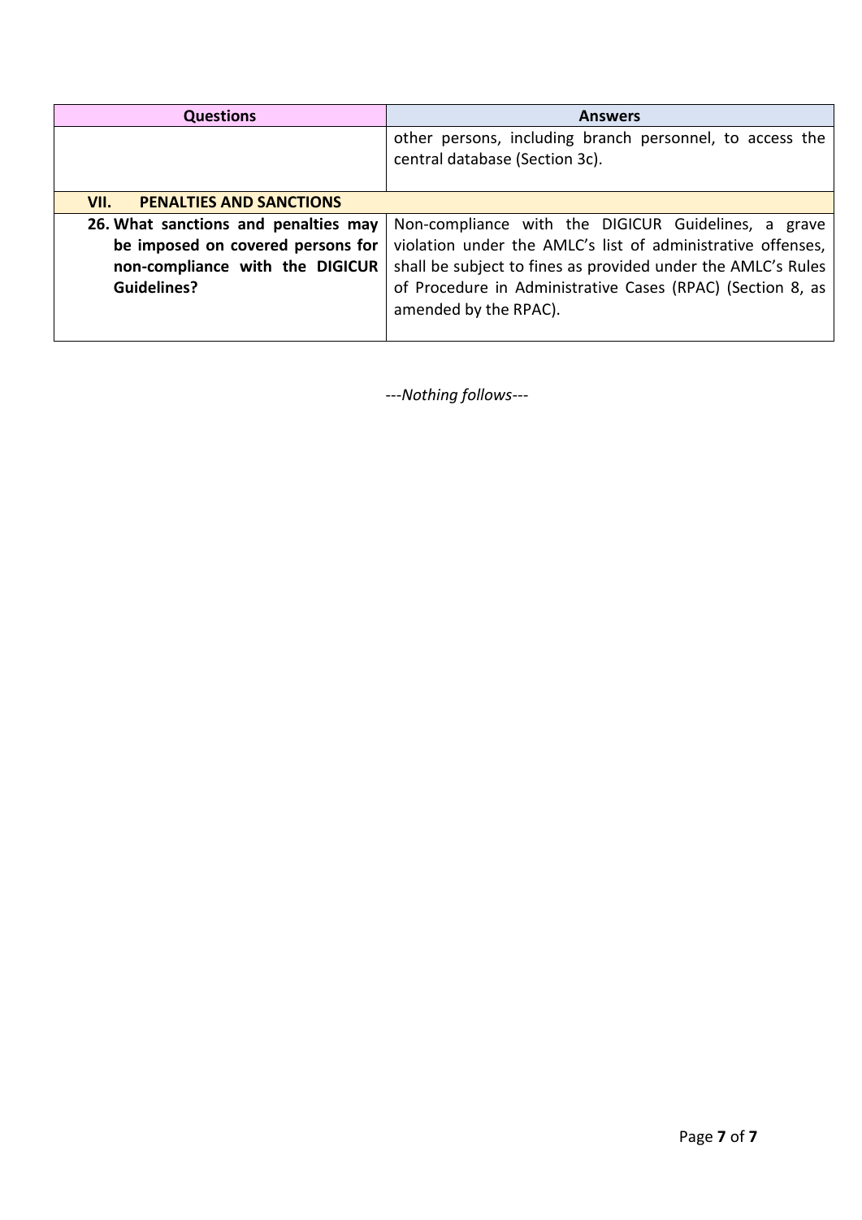| Questions | Answers |
| --- | --- |
| | other persons, including branch personnel, to access the central database (Section 3c). |
| **VII. PENALTIES AND SANCTIONS** | |
| **26. What sanctions and penalties may be imposed on covered persons for non-compliance with the DIGICUR Guidelines?** | Non-compliance with the DIGICUR Guidelines, a grave violation under the AMLC's list of administrative offenses, shall be subject to fines as provided under the AMLC's Rules of Procedure in Administrative Cases (RPAC) (Section 8, as amended by the RPAC). |

*---Nothing follows---*